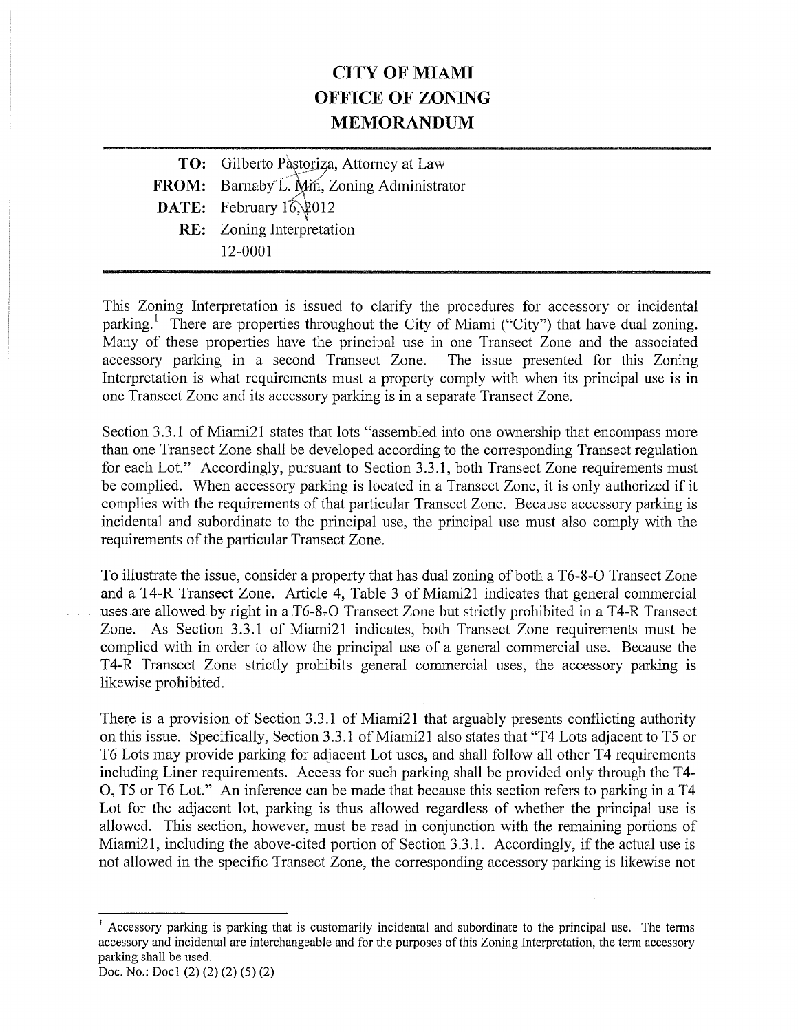# CITY OF MIAMI
# OFFICE OF ZONING
# MEMORANDUM

**TO:** Gilberto Pastoriza, Attorney at Law

**FROM:** Barnaby L. Min, Zoning Administrator

**DATE:** February 16, 2012

**RE:** Zoning Interpretation
12-0001

---

This Zoning Interpretation is issued to clarify the procedures for accessory or incidental parking.[1] There are properties throughout the City of Miami ("City") that have dual zoning. Many of these properties have the principal use in one Transect Zone and the associated accessory parking in a second Transect Zone. The issue presented for this Zoning Interpretation is what requirements must a property comply with when its principal use is in one Transect Zone and its accessory parking is in a separate Transect Zone.

Section 3.3.1 of Miami21 states that lots "assembled into one ownership that encompass more than one Transect Zone shall be developed according to the corresponding Transect regulation for each Lot." Accordingly, pursuant to Section 3.3.1, both Transect Zone requirements must be complied. When accessory parking is located in a Transect Zone, it is only authorized if it complies with the requirements of that particular Transect Zone. Because accessory parking is incidental and subordinate to the principal use, the principal use must also comply with the requirements of the particular Transect Zone.

To illustrate the issue, consider a property that has dual zoning of both a T6-8-O Transect Zone and a T4-R Transect Zone. Article 4, Table 3 of Miami21 indicates that general commercial uses are allowed by right in a T6-8-O Transect Zone but strictly prohibited in a T4-R Transect Zone. As Section 3.3.1 of Miami21 indicates, both Transect Zone requirements must be complied with in order to allow the principal use of a general commercial use. Because the T4-R Transect Zone strictly prohibits general commercial uses, the accessory parking is likewise prohibited.

There is a provision of Section 3.3.1 of Miami21 that arguably presents conflicting authority on this issue. Specifically, Section 3.3.1 of Miami21 also states that "T4 Lots adjacent to T5 or T6 Lots may provide parking for adjacent Lot uses, and shall follow all other T4 requirements including Liner requirements. Access for such parking shall be provided only through the T4-O, T5 or T6 Lot." An inference can be made that because this section refers to parking in a T4 Lot for the adjacent lot, parking is thus allowed regardless of whether the principal use is allowed. This section, however, must be read in conjunction with the remaining portions of Miami21, including the above-cited portion of Section 3.3.1. Accordingly, if the actual use is not allowed in the specific Transect Zone, the corresponding accessory parking is likewise not

---

[1] Accessory parking is parking that is customarily incidental and subordinate to the principal use. The terms accessory and incidental are interchangeable and for the purposes of this Zoning Interpretation, the term accessory parking shall be used.

Doc. No.: Doc1 (2) (2) (2) (5) (2)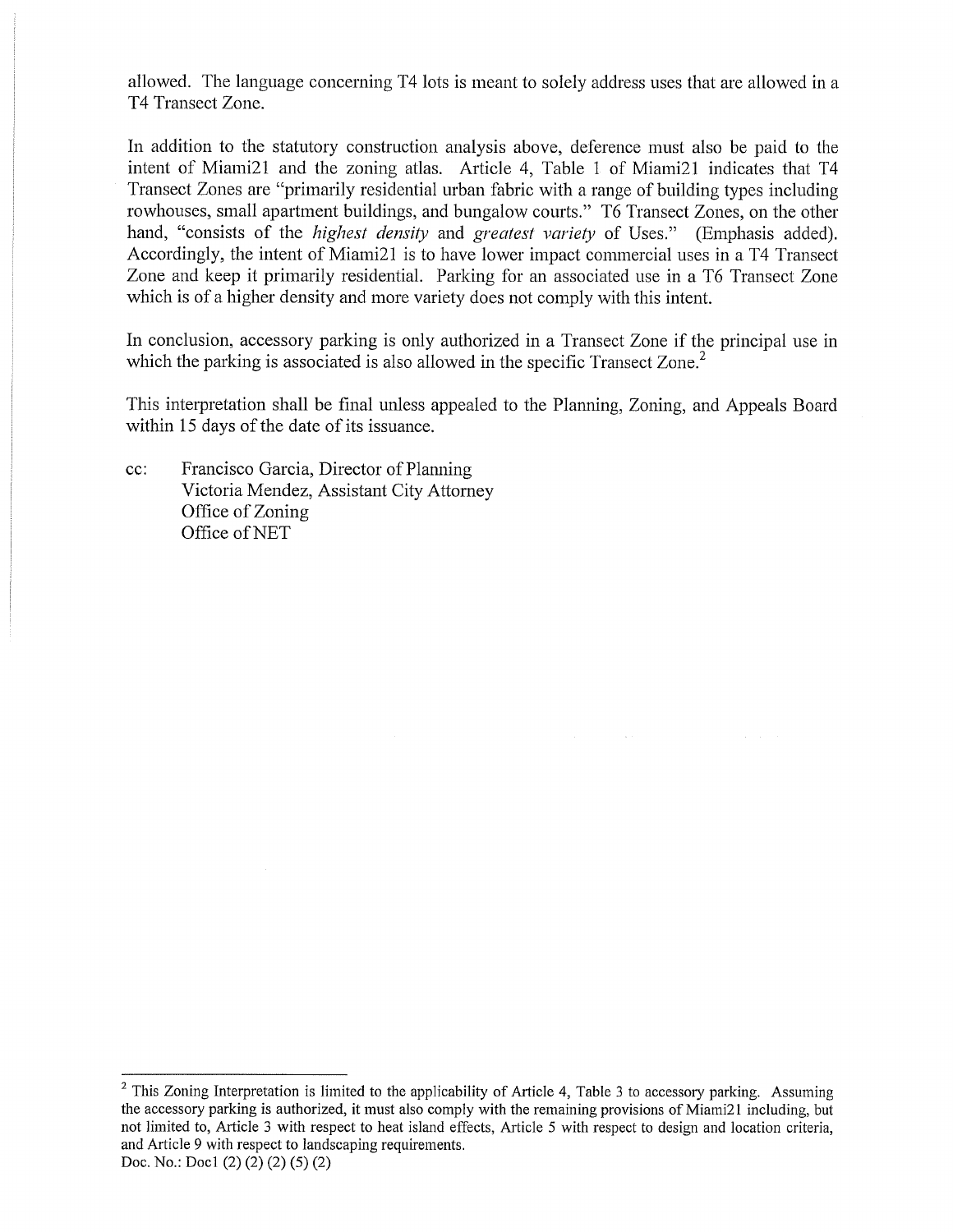allowed. The language concerning T4 lots is meant to solely address uses that are allowed in a T4 Transect Zone.

In addition to the statutory construction analysis above, deference must also be paid to the intent of Miami21 and the zoning atlas. Article 4, Table 1 of Miami21 indicates that T4 Transect Zones are "primarily residential urban fabric with a range of building types including rowhouses, small apartment buildings, and bungalow courts." T6 Transect Zones, on the other hand, "consists of the *highest density* and *greatest variety* of Uses." (Emphasis added). Accordingly, the intent of Miami21 is to have lower impact commercial uses in a T4 Transect Zone and keep it primarily residential. Parking for an associated use in a T6 Transect Zone which is of a higher density and more variety does not comply with this intent.

In conclusion, accessory parking is only authorized in a Transect Zone if the principal use in which the parking is associated is also allowed in the specific Transect Zone.[2]

This interpretation shall be final unless appealed to the Planning, Zoning, and Appeals Board within 15 days of the date of its issuance.

cc: Francisco Garcia, Director of Planning
Victoria Mendez, Assistant City Attorney
Office of Zoning
Office of NET

---

[2] This Zoning Interpretation is limited to the applicability of Article 4, Table 3 to accessory parking. Assuming the accessory parking is authorized, it must also comply with the remaining provisions of Miami21 including, but not limited to, Article 3 with respect to heat island effects, Article 5 with respect to design and location criteria, and Article 9 with respect to landscaping requirements.

Doc. No.: Doc1 (2) (2) (2) (5) (2)